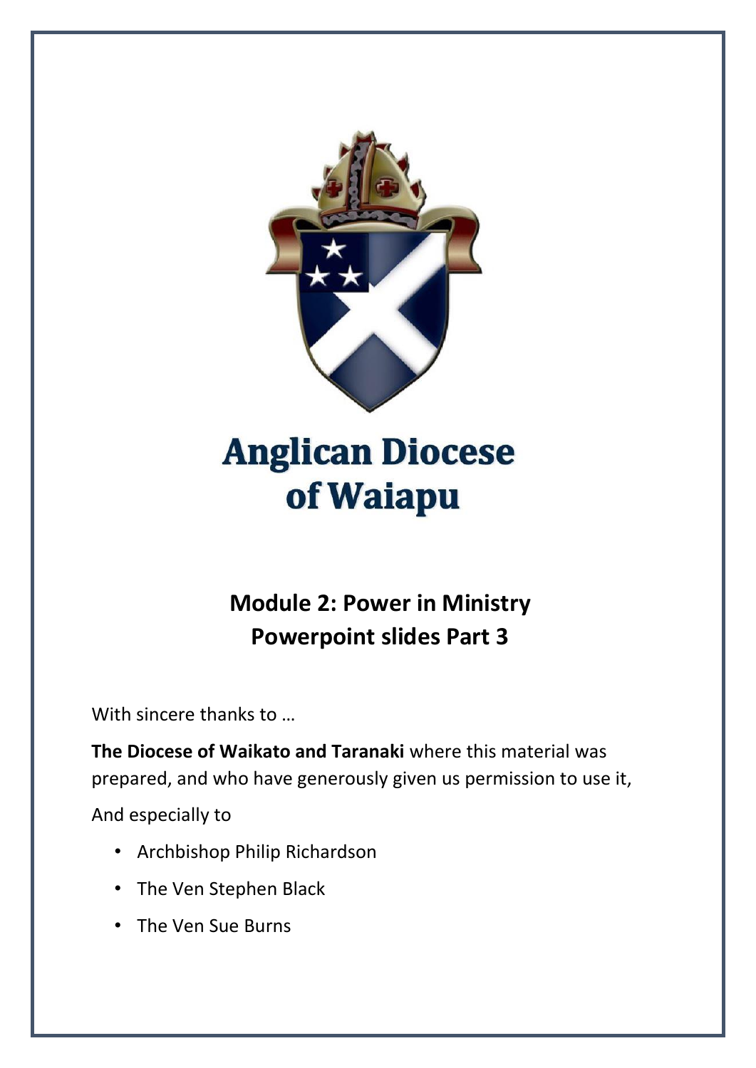# Anglican Diocese of Waiapu

## Module 2: Power in Ministry
## Powerpoint slides Part 3

With sincere thanks to …

**The Diocese of Waikato and Taranaki** where this material was prepared, and who have generously given us permission to use it,

And especially to

- Archbishop Philip Richardson
- The Ven Stephen Black
- The Ven Sue Burns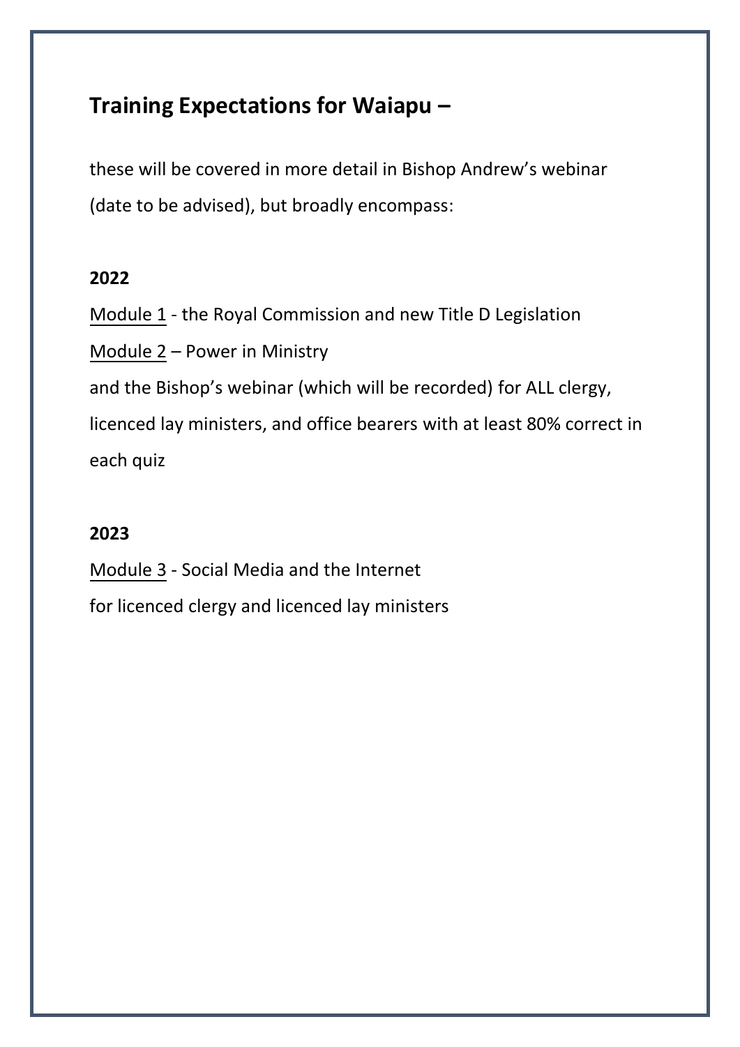## Training Expectations for Waiapu –

these will be covered in more detail in Bishop Andrew's webinar (date to be advised), but broadly encompass:

**2022**

<u>Module 1</u> - the Royal Commission and new Title D Legislation
<u>Module 2</u> – Power in Ministry
and the Bishop's webinar (which will be recorded) for ALL clergy, licenced lay ministers, and office bearers with at least 80% correct in each quiz

**2023**

<u>Module 3</u> - Social Media and the Internet
for licenced clergy and licenced lay ministers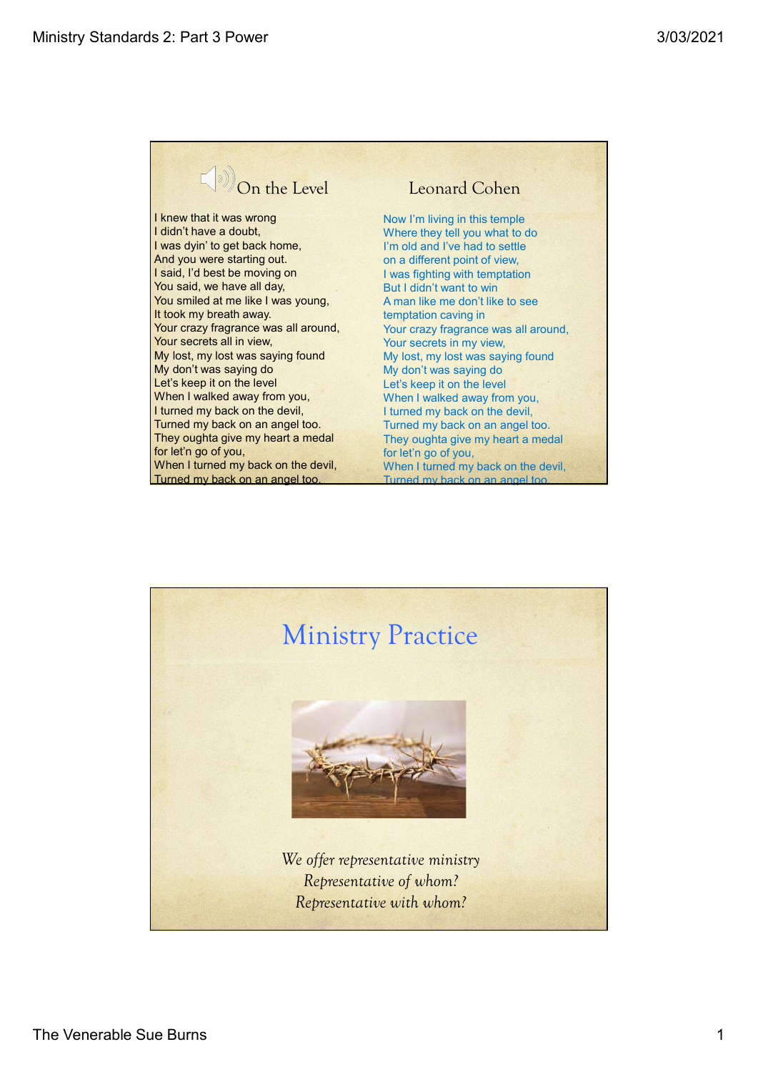## On the Level — Leonard Cohen

I knew that it was wrong
I didn't have a doubt,
I was dyin' to get back home,
And you were starting out.
I said, I'd best be moving on
You said, we have all day,
You smiled at me like I was young,
It took my breath away.
Your crazy fragrance was all around,
Your secrets all in view,
My lost, my lost was saying found
My don't was saying do
Let's keep it on the level
When I walked away from you,
I turned my back on the devil,
Turned my back on an angel too.
They oughta give my heart a medal
for let'n go of you,
When I turned my back on the devil,
Turned my back on an angel too.

Now I'm living in this temple
Where they tell you what to do
I'm old and I've had to settle
on a different point of view,
I was fighting with temptation
But I didn't want to win
A man like me don't like to see
temptation caving in
Your crazy fragrance was all around,
Your secrets in my view,
My lost, my lost was saying found
My don't was saying do
Let's keep it on the level
When I walked away from you,
I turned my back on the devil,
Turned my back on an angel too.
They oughta give my heart a medal
for let'n go of you,
When I turned my back on the devil,
Turned my back on an angel too.

## Ministry Practice

*We offer representative ministry*
*Representative of whom?*
*Representative with whom?*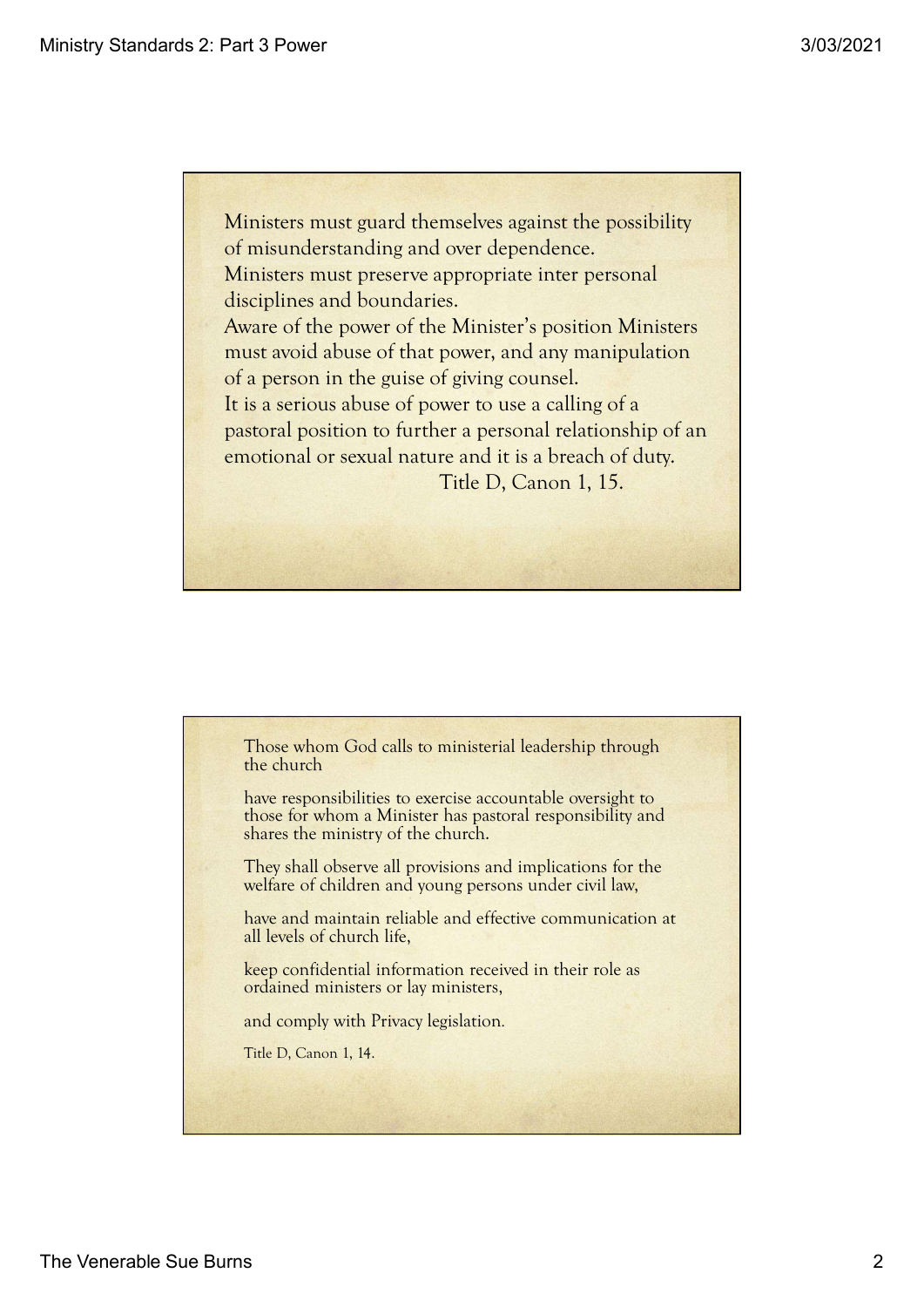Ministers must guard themselves against the possibility of misunderstanding and over dependence.
Ministers must preserve appropriate inter personal disciplines and boundaries.
Aware of the power of the Minister's position Ministers must avoid abuse of that power, and any manipulation of a person in the guise of giving counsel.
It is a serious abuse of power to use a calling of a pastoral position to further a personal relationship of an emotional or sexual nature and it is a breach of duty.

Title D, Canon 1, 15.

---

Those whom God calls to ministerial leadership through the church

have responsibilities to exercise accountable oversight to those for whom a Minister has pastoral responsibility and shares the ministry of the church.

They shall observe all provisions and implications for the welfare of children and young persons under civil law,

have and maintain reliable and effective communication at all levels of church life,

keep confidential information received in their role as ordained ministers or lay ministers,

and comply with Privacy legislation.

Title D, Canon 1, 14.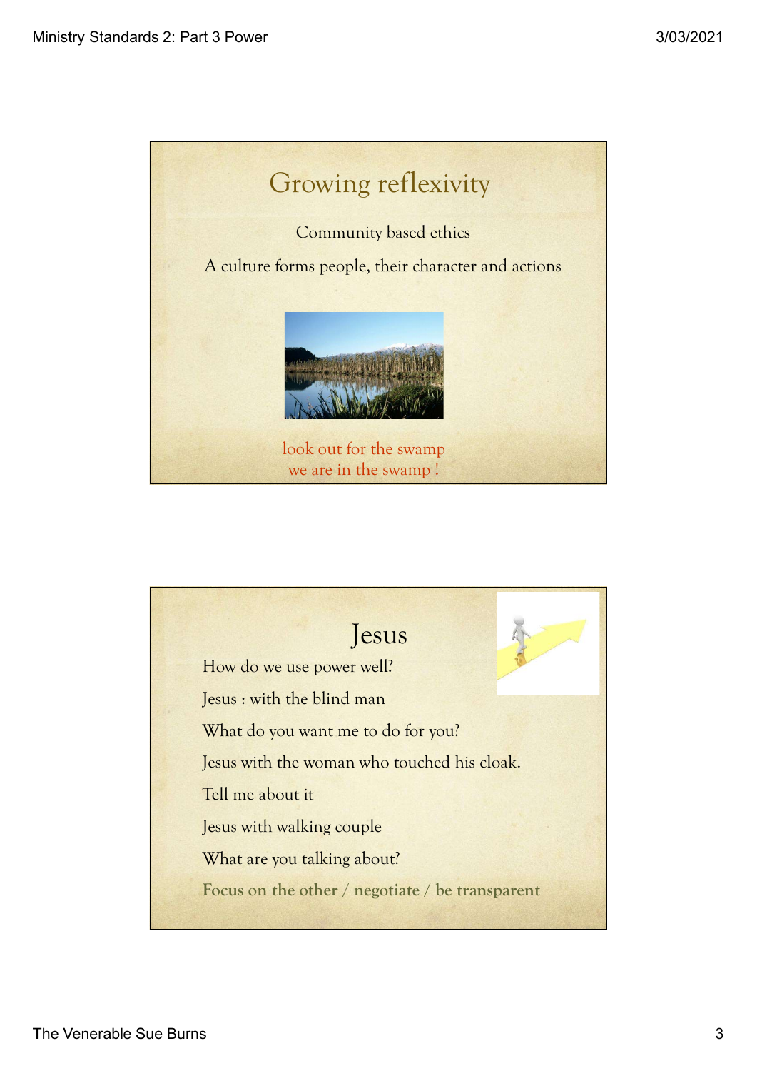## Growing reflexivity

Community based ethics

A culture forms people, their character and actions

look out for the swamp
we are in the swamp !

## Jesus

How do we use power well?

Jesus : with the blind man

What do you want me to do for you?

Jesus with the woman who touched his cloak.

Tell me about it

Jesus with walking couple

What are you talking about?

**Focus on the other / negotiate / be transparent**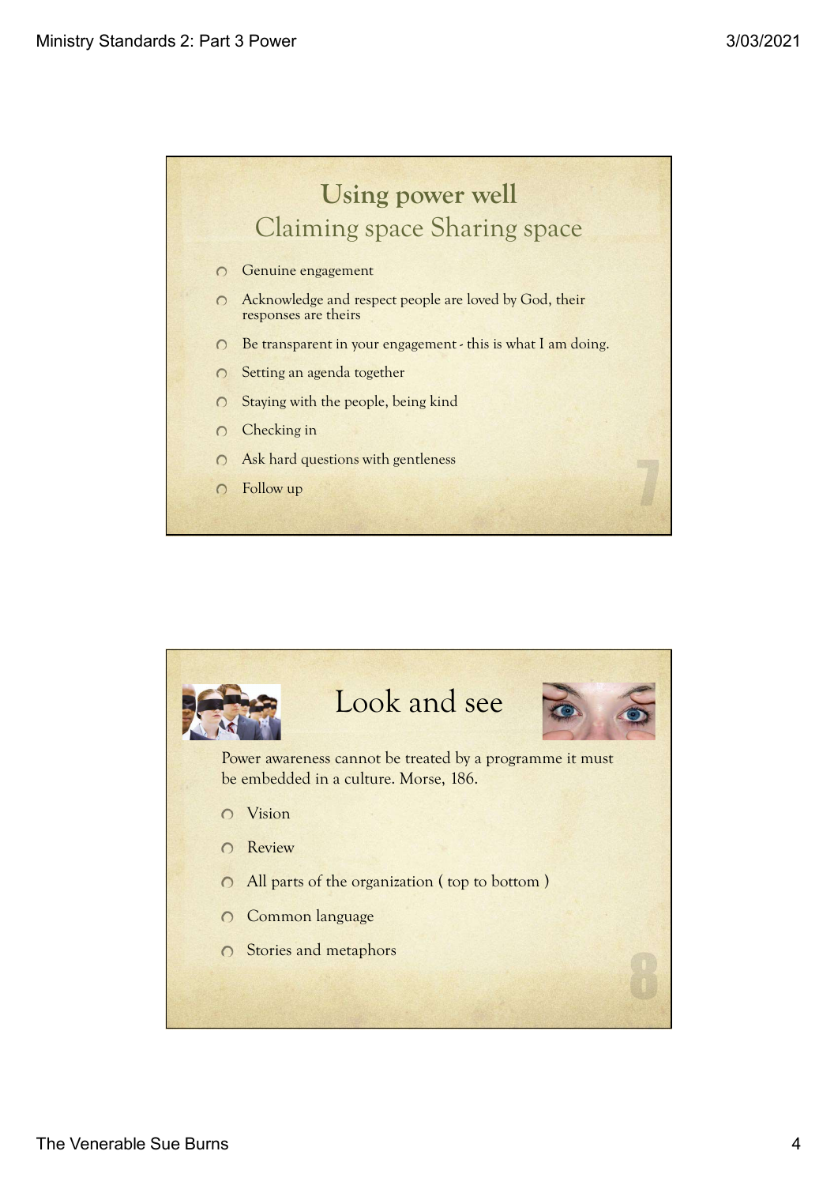## Using power well
### Claiming space Sharing space

- Genuine engagement
- Acknowledge and respect people are loved by God, their responses are theirs
- Be transparent in your engagement - this is what I am doing.
- Setting an agenda together
- Staying with the people, being kind
- Checking in
- Ask hard questions with gentleness
- Follow up

## Look and see

Power awareness cannot be treated by a programme it must be embedded in a culture. Morse, 186.

- Vision
- Review
- All parts of the organization ( top to bottom )
- Common language
- Stories and metaphors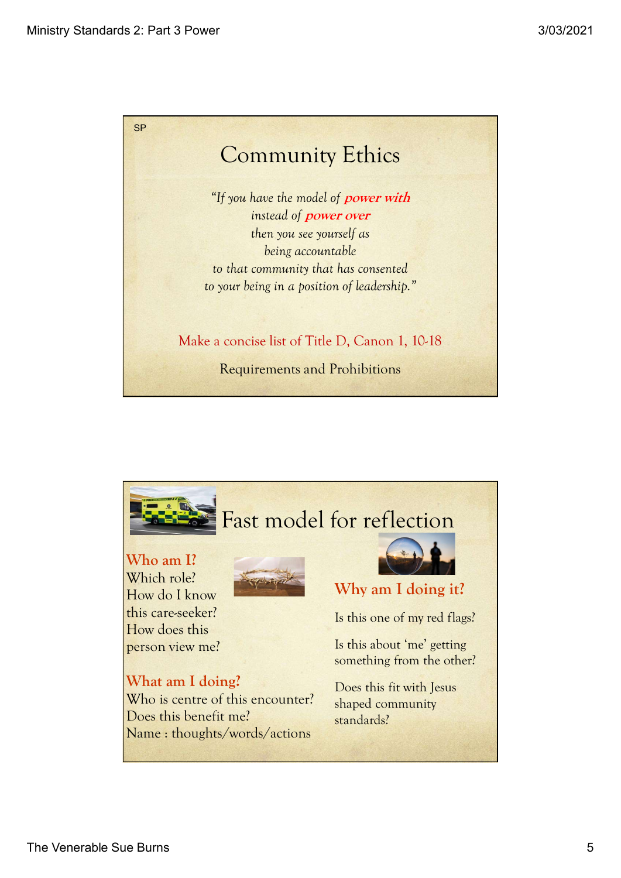SP

# Community Ethics

*"If you have the model of* ***power with***
*instead of* ***power over***
*then you see yourself as*
*being accountable*
*to that community that has consented*
*to your being in a position of leadership."*

Make a concise list of Title D, Canon 1, 10-18

Requirements and Prohibitions

# Fast model for reflection

**Who am I?**
Which role?
How do I know this care-seeker?
How does this person view me?

**What am I doing?**
Who is centre of this encounter?
Does this benefit me?
Name : thoughts/words/actions

**Why am I doing it?**

Is this one of my red flags?

Is this about 'me' getting something from the other?

Does this fit with Jesus shaped community standards?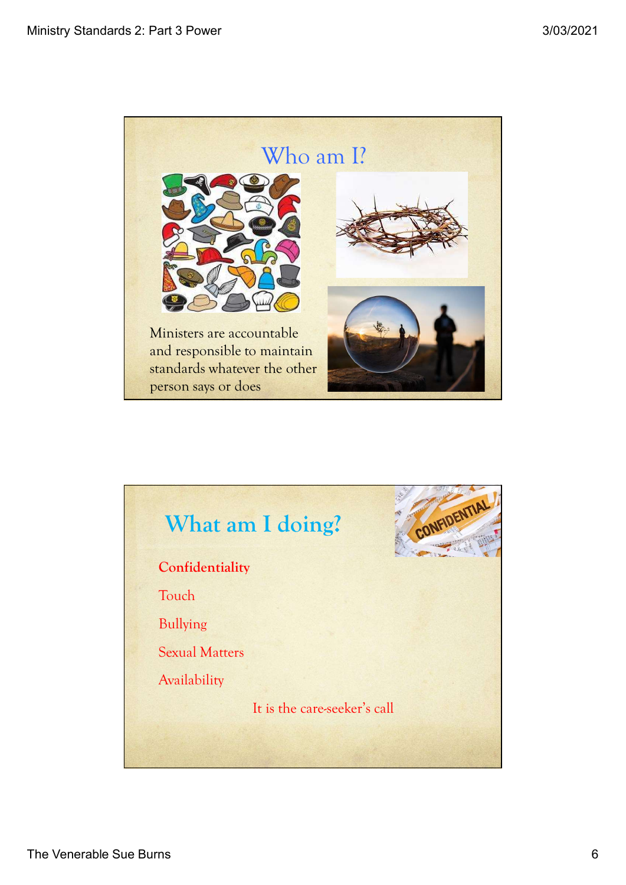## Who am I?

Ministers are accountable and responsible to maintain standards whatever the other person says or does

## What am I doing?

**Confidentiality**

Touch

Bullying

Sexual Matters

Availability

It is the care-seeker's call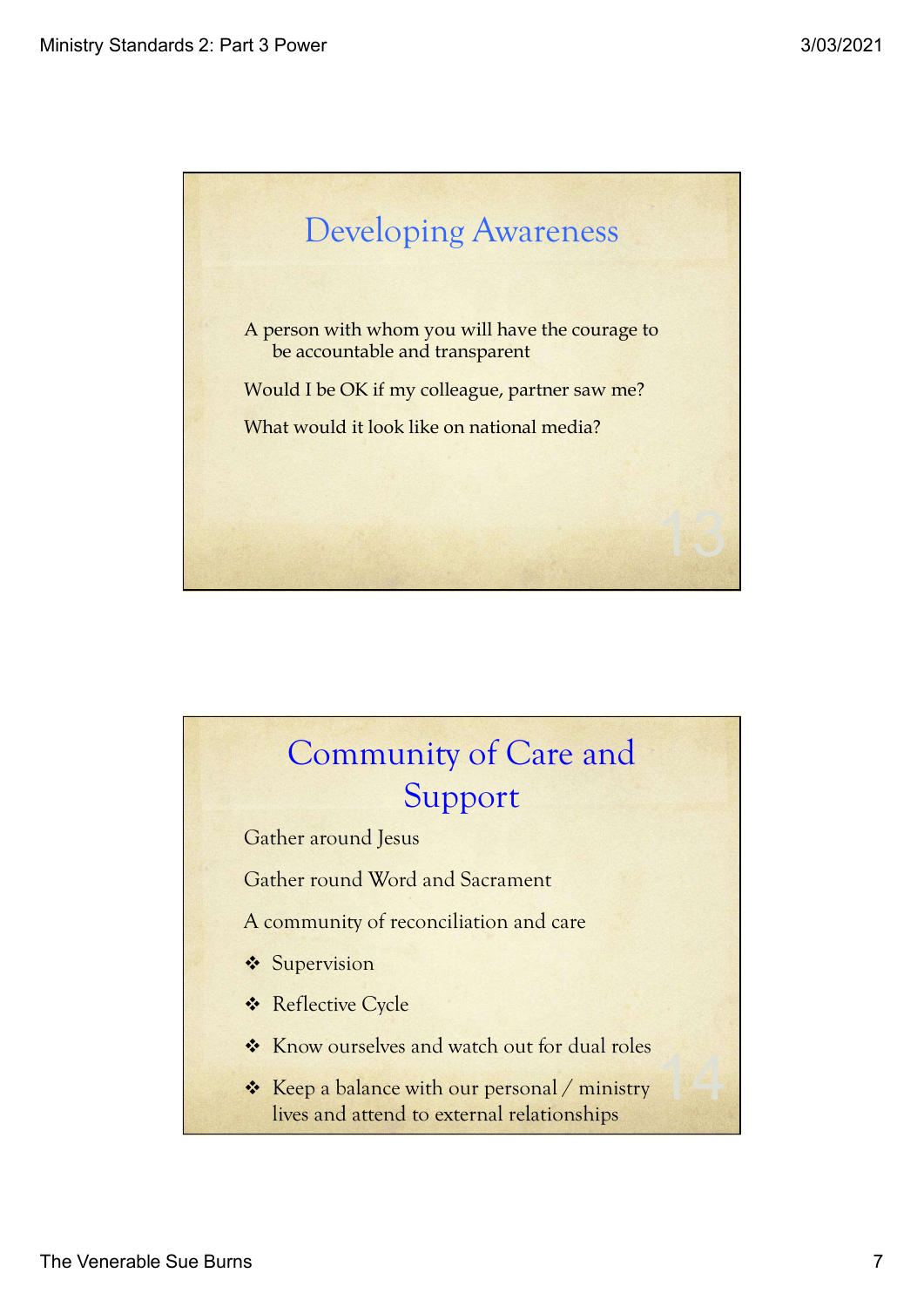## Developing Awareness

A person with whom you will have the courage to be accountable and transparent

Would I be OK if my colleague, partner saw me?

What would it look like on national media?

## Community of Care and Support

Gather around Jesus

Gather round Word and Sacrament

A community of reconciliation and care

- Supervision
- Reflective Cycle
- Know ourselves and watch out for dual roles
- Keep a balance with our personal / ministry lives and attend to external relationships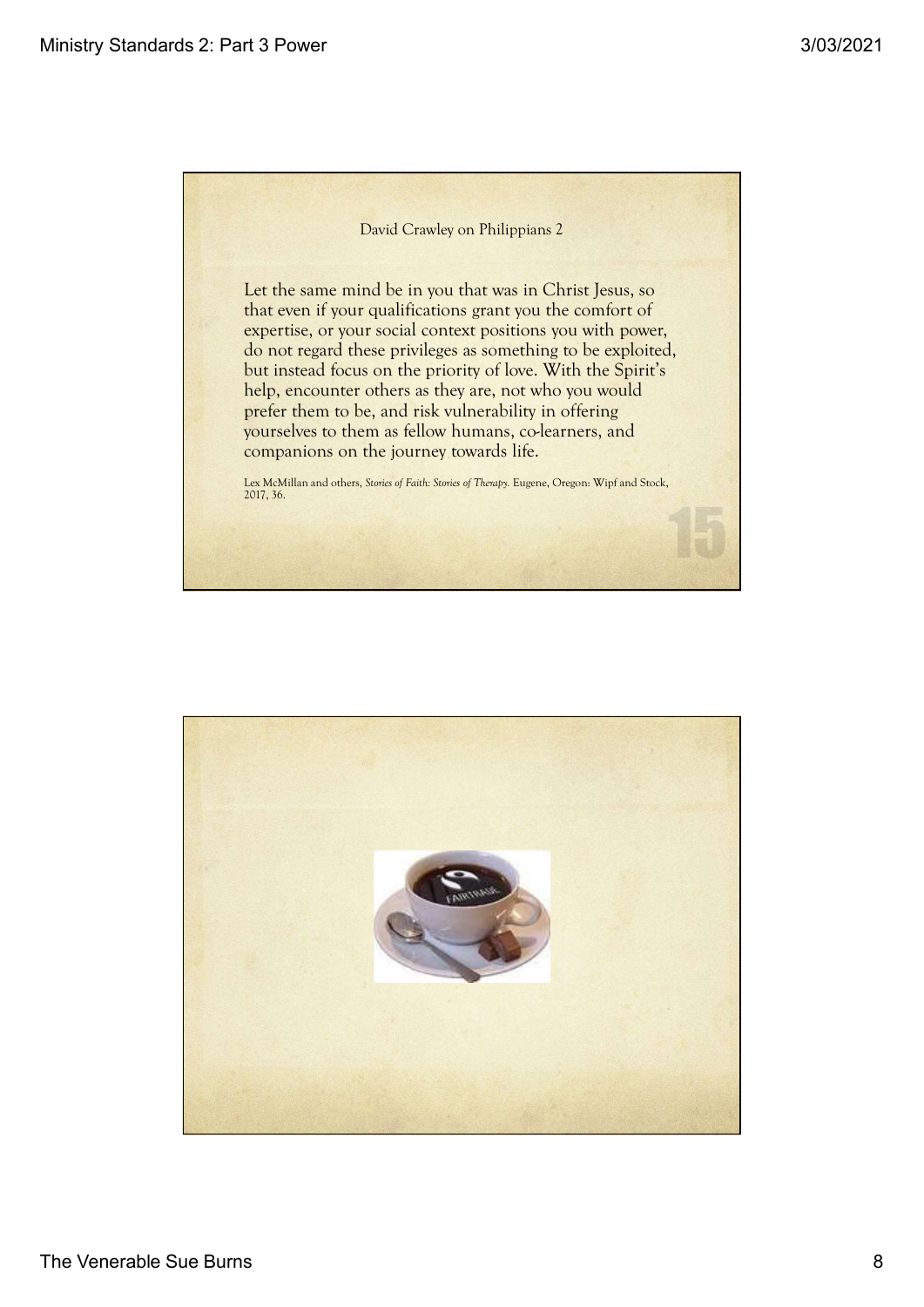David Crawley on Philippians 2

Let the same mind be in you that was in Christ Jesus, so that even if your qualifications grant you the comfort of expertise, or your social context positions you with power, do not regard these privileges as something to be exploited, but instead focus on the priority of love. With the Spirit's help, encounter others as they are, not who you would prefer them to be, and risk vulnerability in offering yourselves to them as fellow humans, co-learners, and companions on the journey towards life.

Lex McMillan and others, *Stories of Faith: Stories of Therapy.* Eugene, Oregon: Wipf and Stock, 2017, 36.